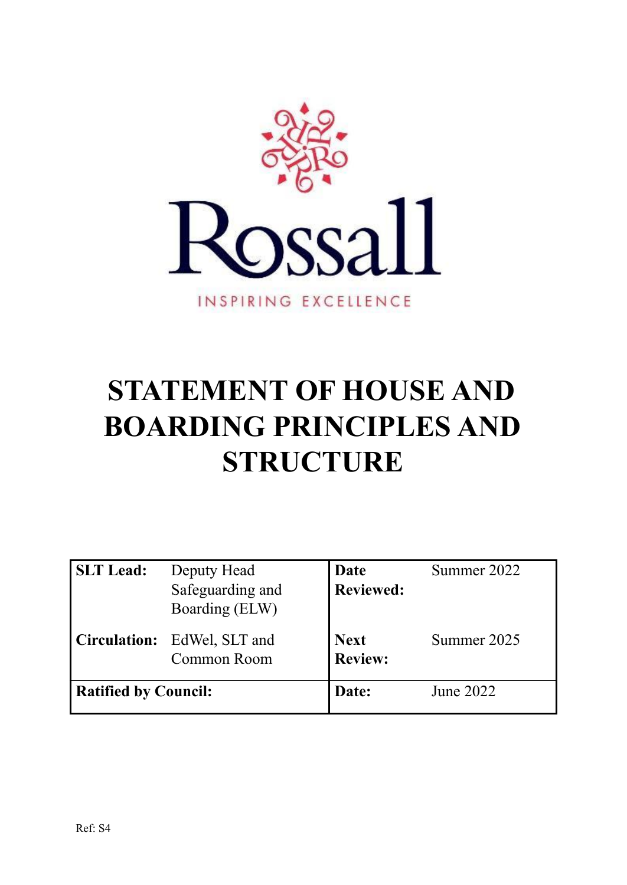Rossall

INSPIRING EXCELLENCE

# STATEMENT OF HOUSE AND BOARDING PRINCIPLES AND STRUCTURE

| | | | |
|---|---|---|---|
| **SLT Lead:** | Deputy Head Safeguarding and Boarding (ELW) | **Date Reviewed:** | Summer 2022 |
| **Circulation:** | EdWel, SLT and Common Room | **Next Review:** | Summer 2025 |
| **Ratified by Council:** | | **Date:** | June 2022 |

Ref: S4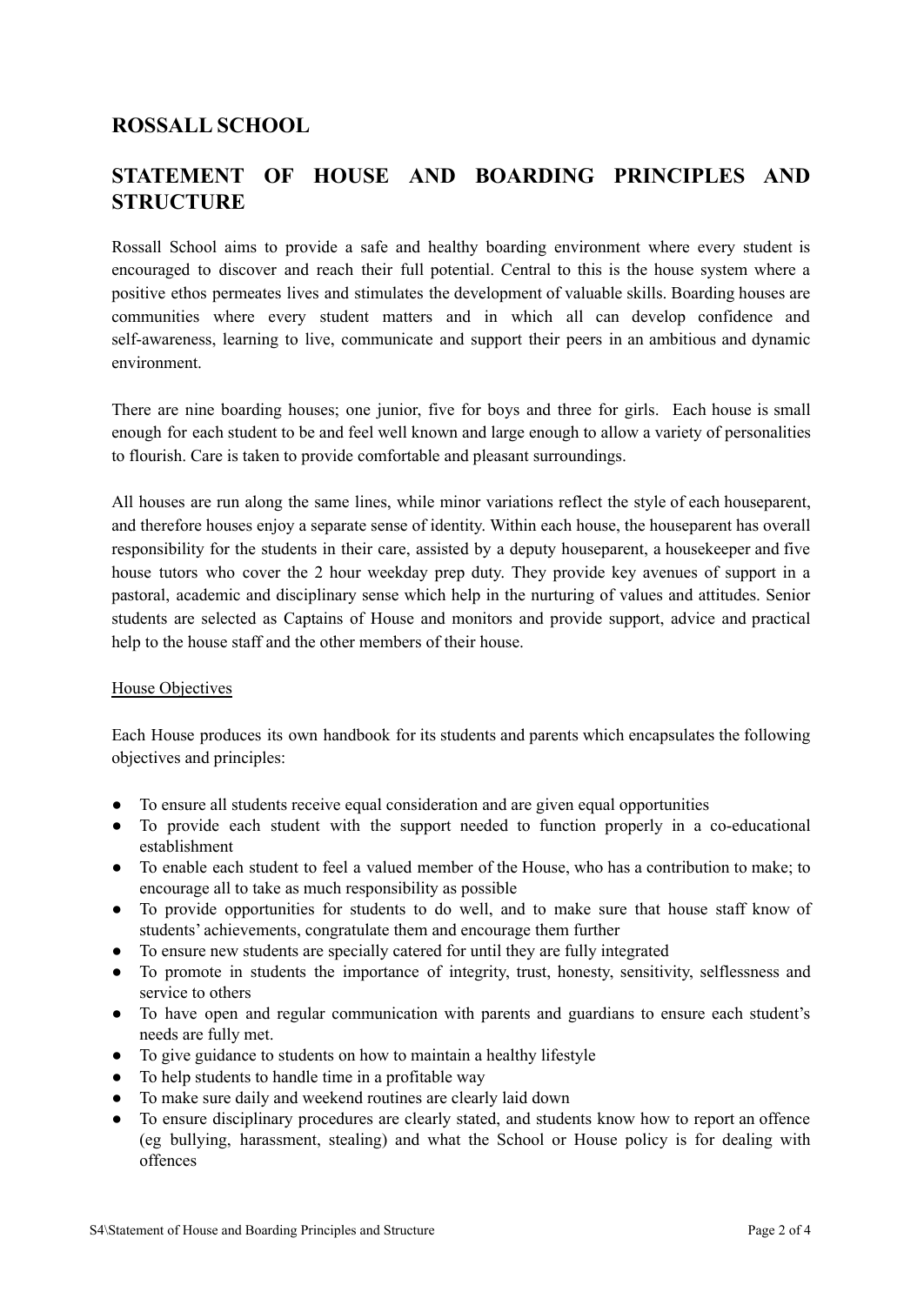## ROSSALL SCHOOL

## STATEMENT OF HOUSE AND BOARDING PRINCIPLES AND STRUCTURE

Rossall School aims to provide a safe and healthy boarding environment where every student is encouraged to discover and reach their full potential. Central to this is the house system where a positive ethos permeates lives and stimulates the development of valuable skills. Boarding houses are communities where every student matters and in which all can develop confidence and self-awareness, learning to live, communicate and support their peers in an ambitious and dynamic environment.

There are nine boarding houses; one junior, five for boys and three for girls. Each house is small enough for each student to be and feel well known and large enough to allow a variety of personalities to flourish. Care is taken to provide comfortable and pleasant surroundings.

All houses are run along the same lines, while minor variations reflect the style of each houseparent, and therefore houses enjoy a separate sense of identity. Within each house, the houseparent has overall responsibility for the students in their care, assisted by a deputy houseparent, a housekeeper and five house tutors who cover the 2 hour weekday prep duty. They provide key avenues of support in a pastoral, academic and disciplinary sense which help in the nurturing of values and attitudes. Senior students are selected as Captains of House and monitors and provide support, advice and practical help to the house staff and the other members of their house.

<u>House Objectives</u>

Each House produces its own handbook for its students and parents which encapsulates the following objectives and principles:

- To ensure all students receive equal consideration and are given equal opportunities
- To provide each student with the support needed to function properly in a co-educational establishment
- To enable each student to feel a valued member of the House, who has a contribution to make; to encourage all to take as much responsibility as possible
- To provide opportunities for students to do well, and to make sure that house staff know of students' achievements, congratulate them and encourage them further
- To ensure new students are specially catered for until they are fully integrated
- To promote in students the importance of integrity, trust, honesty, sensitivity, selflessness and service to others
- To have open and regular communication with parents and guardians to ensure each student's needs are fully met.
- To give guidance to students on how to maintain a healthy lifestyle
- To help students to handle time in a profitable way
- To make sure daily and weekend routines are clearly laid down
- To ensure disciplinary procedures are clearly stated, and students know how to report an offence (eg bullying, harassment, stealing) and what the School or House policy is for dealing with offences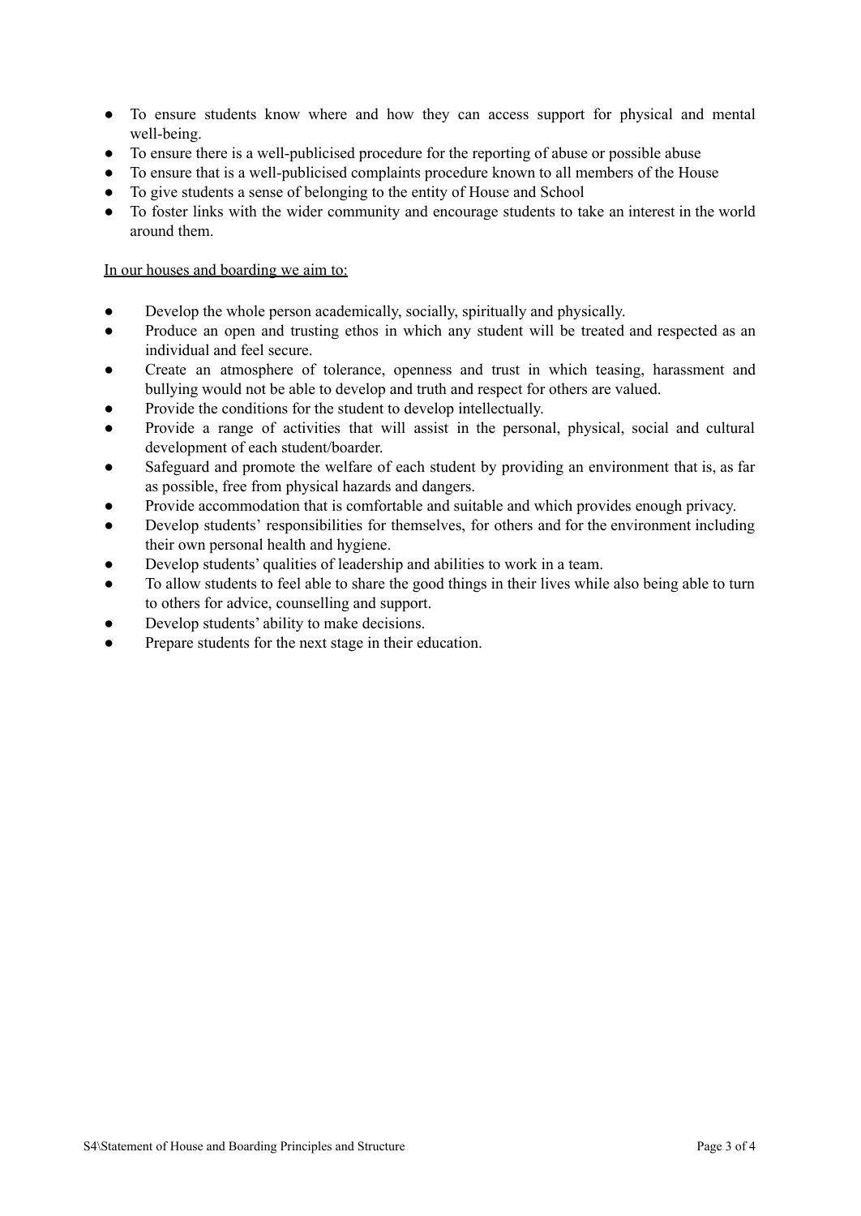- To ensure students know where and how they can access support for physical and mental well-being.
- To ensure there is a well-publicised procedure for the reporting of abuse or possible abuse
- To ensure that is a well-publicised complaints procedure known to all members of the House
- To give students a sense of belonging to the entity of House and School
- To foster links with the wider community and encourage students to take an interest in the world around them.

<u>In our houses and boarding we aim to:</u>

- Develop the whole person academically, socially, spiritually and physically.
- Produce an open and trusting ethos in which any student will be treated and respected as an individual and feel secure.
- Create an atmosphere of tolerance, openness and trust in which teasing, harassment and bullying would not be able to develop and truth and respect for others are valued.
- Provide the conditions for the student to develop intellectually.
- Provide a range of activities that will assist in the personal, physical, social and cultural development of each student/boarder.
- Safeguard and promote the welfare of each student by providing an environment that is, as far as possible, free from physical hazards and dangers.
- Provide accommodation that is comfortable and suitable and which provides enough privacy.
- Develop students' responsibilities for themselves, for others and for the environment including their own personal health and hygiene.
- Develop students' qualities of leadership and abilities to work in a team.
- To allow students to feel able to share the good things in their lives while also being able to turn to others for advice, counselling and support.
- Develop students' ability to make decisions.
- Prepare students for the next stage in their education.